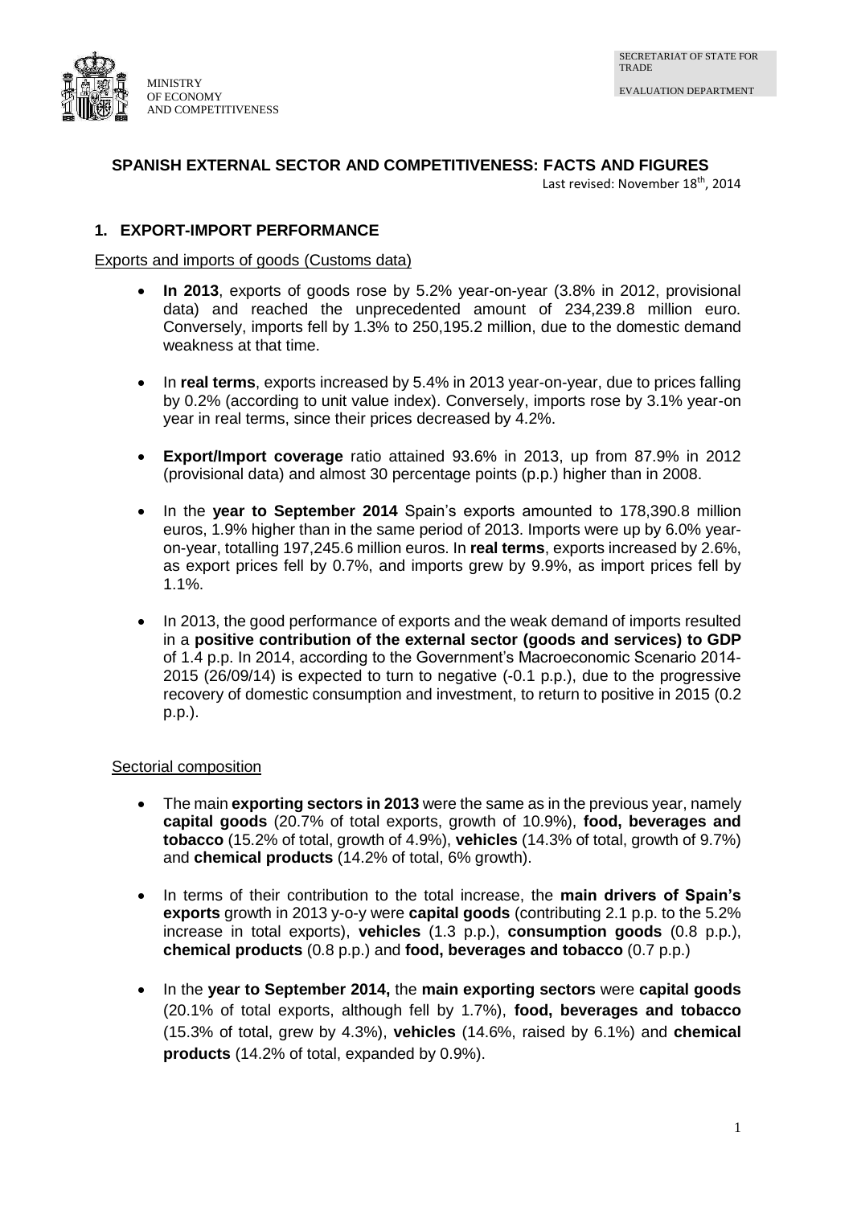MINISTRY OF ECONOMY AND COMPETITIVENESS

SECRETARIAT OF STATE FOR TRADE

EVALUATION DEPARTMENT

# SPANISH EXTERNAL SECTOR AND COMPETITIVENESS: FACTS AND FIGURES

Last revised: November 18th, 2014

## 1. EXPORT-IMPORT PERFORMANCE

Exports and imports of goods (Customs data)

- **In 2013**, exports of goods rose by 5.2% year-on-year (3.8% in 2012, provisional data) and reached the unprecedented amount of 234,239.8 million euro. Conversely, imports fell by 1.3% to 250,195.2 million, due to the domestic demand weakness at that time.
- In **real terms**, exports increased by 5.4% in 2013 year-on-year, due to prices falling by 0.2% (according to unit value index). Conversely, imports rose by 3.1% year-on year in real terms, since their prices decreased by 4.2%.
- **Export/Import coverage** ratio attained 93.6% in 2013, up from 87.9% in 2012 (provisional data) and almost 30 percentage points (p.p.) higher than in 2008.
- In the **year to September 2014** Spain's exports amounted to 178,390.8 million euros, 1.9% higher than in the same period of 2013. Imports were up by 6.0% year-on-year, totalling 197,245.6 million euros. In **real terms**, exports increased by 2.6%, as export prices fell by 0.7%, and imports grew by 9.9%, as import prices fell by 1.1%.
- In 2013, the good performance of exports and the weak demand of imports resulted in a **positive contribution of the external sector (goods and services) to GDP** of 1.4 p.p. In 2014, according to the Government's Macroeconomic Scenario 2014-2015 (26/09/14) is expected to turn to negative (-0.1 p.p.), due to the progressive recovery of domestic consumption and investment, to return to positive in 2015 (0.2 p.p.).

Sectorial composition

- The main **exporting sectors in 2013** were the same as in the previous year, namely **capital goods** (20.7% of total exports, growth of 10.9%), **food, beverages and tobacco** (15.2% of total, growth of 4.9%), **vehicles** (14.3% of total, growth of 9.7%) and **chemical products** (14.2% of total, 6% growth).
- In terms of their contribution to the total increase, the **main drivers of Spain's exports** growth in 2013 y-o-y were **capital goods** (contributing 2.1 p.p. to the 5.2% increase in total exports), **vehicles** (1.3 p.p.), **consumption goods** (0.8 p.p.), **chemical products** (0.8 p.p.) and **food, beverages and tobacco** (0.7 p.p.)
- In the **year to September 2014,** the **main exporting sectors** were **capital goods** (20.1% of total exports, although fell by 1.7%), **food, beverages and tobacco** (15.3% of total, grew by 4.3%), **vehicles** (14.6%, raised by 6.1%) and **chemical products** (14.2% of total, expanded by 0.9%).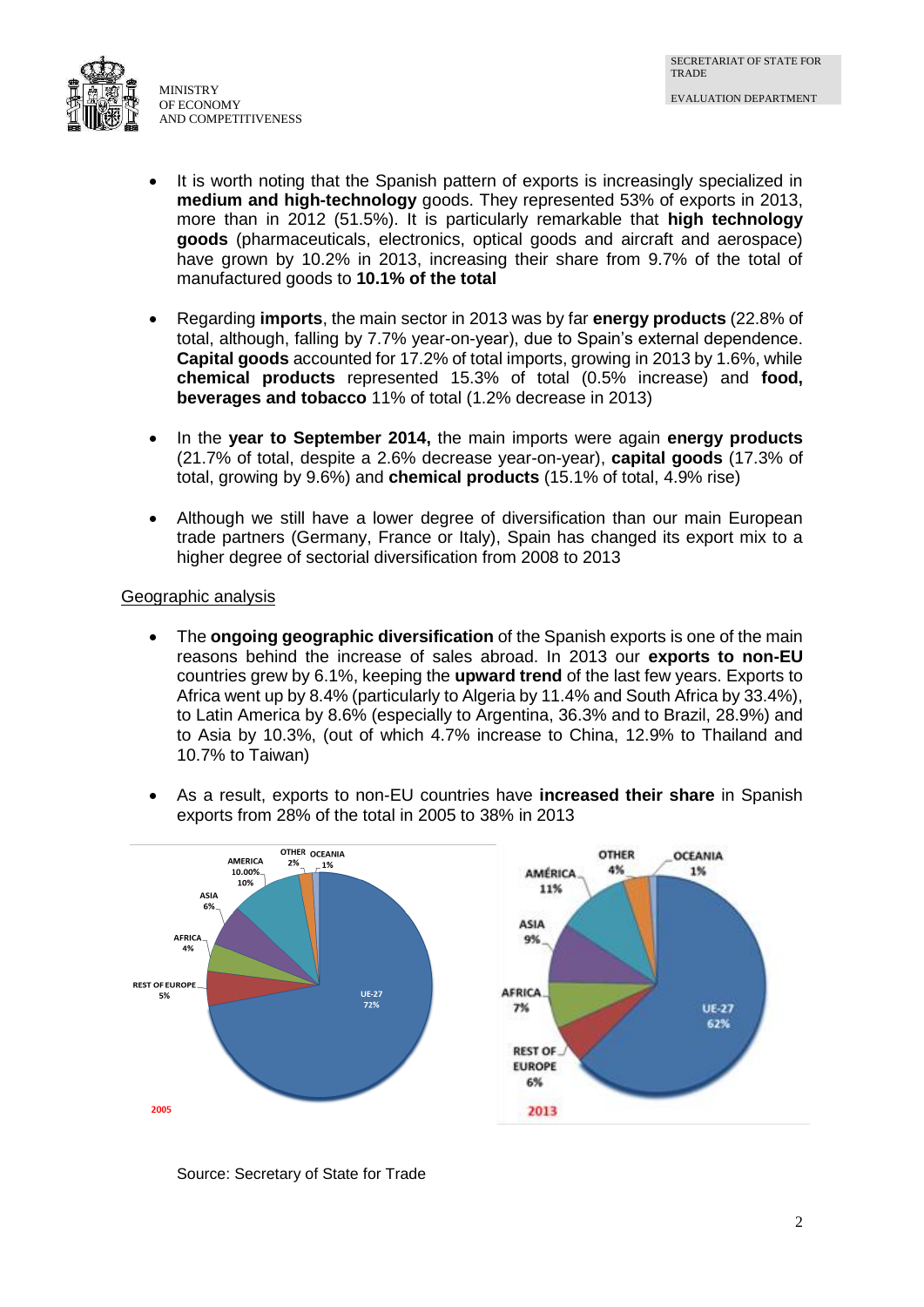- It is worth noting that the Spanish pattern of exports is increasingly specialized in **medium and high-technology** goods. They represented 53% of exports in 2013, more than in 2012 (51.5%). It is particularly remarkable that **high technology goods** (pharmaceuticals, electronics, optical goods and aircraft and aerospace) have grown by 10.2% in 2013, increasing their share from 9.7% of the total of manufactured goods to **10.1% of the total**

- Regarding **imports**, the main sector in 2013 was by far **energy products** (22.8% of total, although, falling by 7.7% year-on-year), due to Spain's external dependence. **Capital goods** accounted for 17.2% of total imports, growing in 2013 by 1.6%, while **chemical products** represented 15.3% of total (0.5% increase) and **food, beverages and tobacco** 11% of total (1.2% decrease in 2013)

- In the **year to September 2014,** the main imports were again **energy products** (21.7% of total, despite a 2.6% decrease year-on-year), **capital goods** (17.3% of total, growing by 9.6%) and **chemical products** (15.1% of total, 4.9% rise)

- Although we still have a lower degree of diversification than our main European trade partners (Germany, France or Italy), Spain has changed its export mix to a higher degree of sectorial diversification from 2008 to 2013

Geographic analysis

- The **ongoing geographic diversification** of the Spanish exports is one of the main reasons behind the increase of sales abroad. In 2013 our **exports to non-EU** countries grew by 6.1%, keeping the **upward trend** of the last few years. Exports to Africa went up by 8.4% (particularly to Algeria by 11.4% and South Africa by 33.4%), to Latin America by 8.6% (especially to Argentina, 36.3% and to Brazil, 28.9%) and to Asia by 10.3%, (out of which 4.7% increase to China, 12.9% to Thailand and 10.7% to Taiwan)

- As a result, exports to non-EU countries have **increased their share** in Spanish exports from 28% of the total in 2005 to 38% in 2013

| Region | 2005 | 2013 |
|---|---|---|
| UE-27 | 72% | 62% |
| REST OF EUROPE | 5% | 6% |
| AFRICA | 4% | 7% |
| ASIA | 6% | 9% |
| AMERICA | 10% | 11% |
| OTHER | 2% | 4% |
| OCEANIA | 1% | 1% |

Source: Secretary of State for Trade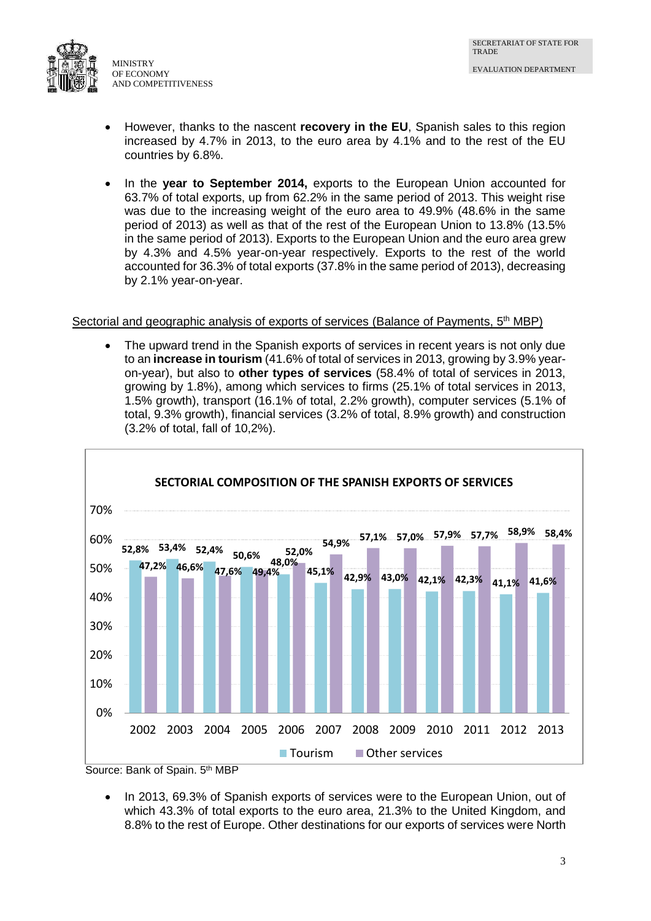- However, thanks to the nascent **recovery in the EU**, Spanish sales to this region increased by 4.7% in 2013, to the euro area by 4.1% and to the rest of the EU countries by 6.8%.

- In the **year to September 2014,** exports to the European Union accounted for 63.7% of total exports, up from 62.2% in the same period of 2013. This weight rise was due to the increasing weight of the euro area to 49.9% (48.6% in the same period of 2013) as well as that of the rest of the European Union to 13.8% (13.5% in the same period of 2013). Exports to the European Union and the euro area grew by 4.3% and 4.5% year-on-year respectively. Exports to the rest of the world accounted for 36.3% of total exports (37.8% in the same period of 2013), decreasing by 2.1% year-on-year.

<u>Sectorial and geographic analysis of exports of services (Balance of Payments, 5th MBP)</u>

- The upward trend in the Spanish exports of services in recent years is not only due to an **increase in tourism** (41.6% of total of services in 2013, growing by 3.9% year-on-year), but also to **other types of services** (58.4% of total of services in 2013, growing by 1.8%), among which services to firms (25.1% of total services in 2013, 1.5% growth), transport (16.1% of total, 2.2% growth), computer services (5.1% of total, 9.3% growth), financial services (3.2% of total, 8.9% growth) and construction (3.2% of total, fall of 10,2%).

**SECTORIAL COMPOSITION OF THE SPANISH EXPORTS OF SERVICES**

| Year | Tourism | Other services |
|---|---|---|
| 2002 | 52,8% | 47,2% |
| 2003 | 53,4% | 46,6% |
| 2004 | 52,4% | 47,6% |
| 2005 | 50,6% | 49,4% |
| 2006 | 48,0% | 52,0% |
| 2007 | 45,1% | 54,9% |
| 2008 | 42,9% | 57,1% |
| 2009 | 43,0% | 57,0% |
| 2010 | 42,1% | 57,9% |
| 2011 | 42,3% | 57,7% |
| 2012 | 41,1% | 58,9% |
| 2013 | 41,6% | 58,4% |

Source: Bank of Spain. 5th MBP

- In 2013, 69.3% of Spanish exports of services were to the European Union, out of which 43.3% of total exports to the euro area, 21.3% to the United Kingdom, and 8.8% to the rest of Europe. Other destinations for our exports of services were North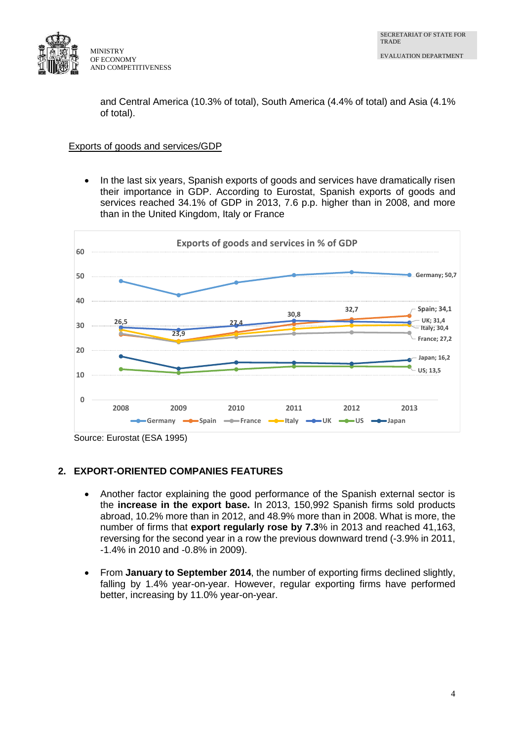and Central America (10.3% of total), South America (4.4% of total) and Asia (4.1% of total).

<u>Exports of goods and services/GDP</u>

- In the last six years, Spanish exports of goods and services have dramatically risen their importance in GDP. According to Eurostat, Spanish exports of goods and services reached 34.1% of GDP in 2013, 7.6 p.p. higher than in 2008, and more than in the United Kingdom, Italy or France

Source: Eurostat (ESA 1995)

## 2. EXPORT-ORIENTED COMPANIES FEATURES

- Another factor explaining the good performance of the Spanish external sector is the **increase in the export base.** In 2013, 150,992 Spanish firms sold products abroad, 10.2% more than in 2012, and 48.9% more than in 2008. What is more, the number of firms that **export regularly rose by 7.3**% in 2013 and reached 41,163, reversing for the second year in a row the previous downward trend (-3.9% in 2011, -1.4% in 2010 and -0.8% in 2009).

- From **January to September 2014**, the number of exporting firms declined slightly, falling by 1.4% year-on-year. However, regular exporting firms have performed better, increasing by 11.0% year-on-year.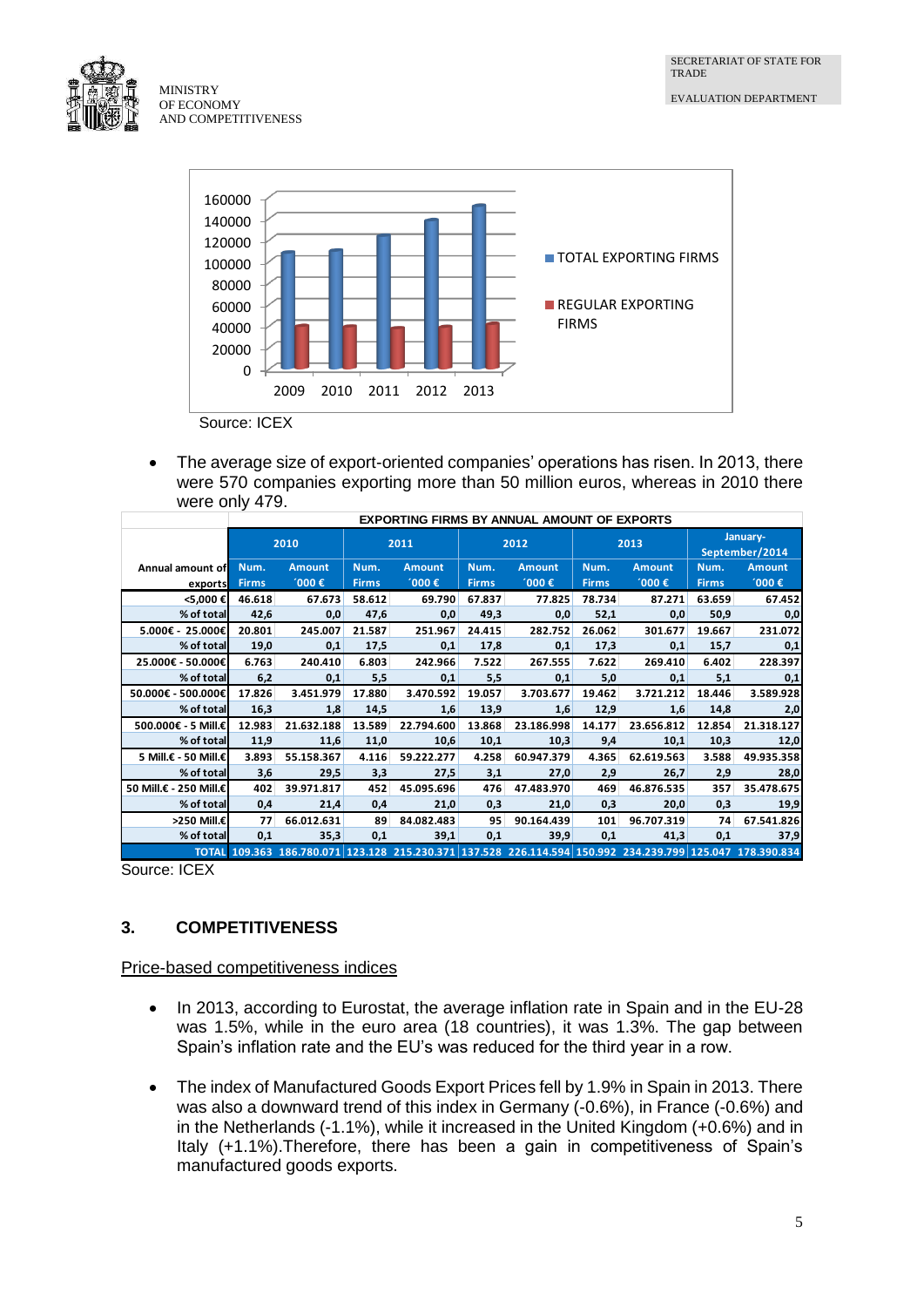Source: ICEX

- The average size of export-oriented companies' operations has risen. In 2013, there were 570 companies exporting more than 50 million euros, whereas in 2010 there were only 479.

| | EXPORTING FIRMS BY ANNUAL AMOUNT OF EXPORTS | | | | | | | | | |
|---|---|---|---|---|---|---|---|---|---|---|
| | 2010 | | 2011 | | 2012 | | 2013 | | January-September/2014 | |
| Annual amount of exports | Num. Firms | Amount ´000 € | Num. Firms | Amount ´000 € | Num. Firms | Amount ´000 € | Num. Firms | Amount ´000 € | Num. Firms | Amount ´000 € |
| <5,000 € | 46.618 | 67.673 | 58.612 | 69.790 | 67.837 | 77.825 | 78.734 | 87.271 | 63.659 | 67.452 |
| % of total | 42,6 | 0,0 | 47,6 | 0,0 | 49,3 | 0,0 | 52,1 | 0,0 | 50,9 | 0,0 |
| 5.000€ - 25.000€ | 20.801 | 245.007 | 21.587 | 251.967 | 24.415 | 282.752 | 26.062 | 301.677 | 19.667 | 231.072 |
| % of total | 19,0 | 0,1 | 17,5 | 0,1 | 17,8 | 0,1 | 17,3 | 0,1 | 15,7 | 0,1 |
| 25.000€ - 50.000€ | 6.763 | 240.410 | 6.803 | 242.966 | 7.522 | 267.555 | 7.622 | 269.410 | 6.402 | 228.397 |
| % of total | 6,2 | 0,1 | 5,5 | 0,1 | 5,5 | 0,1 | 5,0 | 0,1 | 5,1 | 0,1 |
| 50.000€ - 500.000€ | 17.826 | 3.451.979 | 17.880 | 3.470.592 | 19.057 | 3.703.677 | 19.462 | 3.721.212 | 18.446 | 3.589.928 |
| % of total | 16,3 | 1,8 | 14,5 | 1,6 | 13,9 | 1,6 | 12,9 | 1,6 | 14,8 | 2,0 |
| 500.000€ - 5 Mill.€ | 12.983 | 21.632.188 | 13.589 | 22.794.600 | 13.868 | 23.186.998 | 14.177 | 23.656.812 | 12.854 | 21.318.127 |
| % of total | 11,9 | 11,6 | 11,0 | 10,6 | 10,1 | 10,3 | 9,4 | 10,1 | 10,3 | 12,0 |
| 5 Mill.€ - 50 Mill.€ | 3.893 | 55.158.367 | 4.116 | 59.222.277 | 4.258 | 60.947.379 | 4.365 | 62.619.563 | 3.588 | 49.935.358 |
| % of total | 3,6 | 29,5 | 3,3 | 27,5 | 3,1 | 27,0 | 2,9 | 26,7 | 2,9 | 28,0 |
| 50 Mill.€ - 250 Mill.€ | 402 | 39.971.817 | 452 | 45.095.696 | 476 | 47.483.970 | 469 | 46.876.535 | 357 | 35.478.675 |
| % of total | 0,4 | 21,4 | 0,4 | 21,0 | 0,3 | 21,0 | 0,3 | 20,0 | 0,3 | 19,9 |
| >250 Mill.€ | 77 | 66.012.631 | 89 | 84.082.483 | 95 | 90.164.439 | 101 | 96.707.319 | 74 | 67.541.826 |
| % of total | 0,1 | 35,3 | 0,1 | 39,1 | 0,1 | 39,9 | 0,1 | 41,3 | 0,1 | 37,9 |
| TOTAL | 109.363 | 186.780.071 | 123.128 | 215.230.371 | 137.528 | 226.114.594 | 150.992 | 234.239.799 | 125.047 | 178.390.834 |

Source: ICEX

### 3. COMPETITIVENESS

Price-based competitiveness indices

- In 2013, according to Eurostat, the average inflation rate in Spain and in the EU-28 was 1.5%, while in the euro area (18 countries), it was 1.3%. The gap between Spain's inflation rate and the EU's was reduced for the third year in a row.

- The index of Manufactured Goods Export Prices fell by 1.9% in Spain in 2013. There was also a downward trend of this index in Germany (-0.6%), in France (-0.6%) and in the Netherlands (-1.1%), while it increased in the United Kingdom (+0.6%) and in Italy (+1.1%).Therefore, there has been a gain in competitiveness of Spain's manufactured goods exports.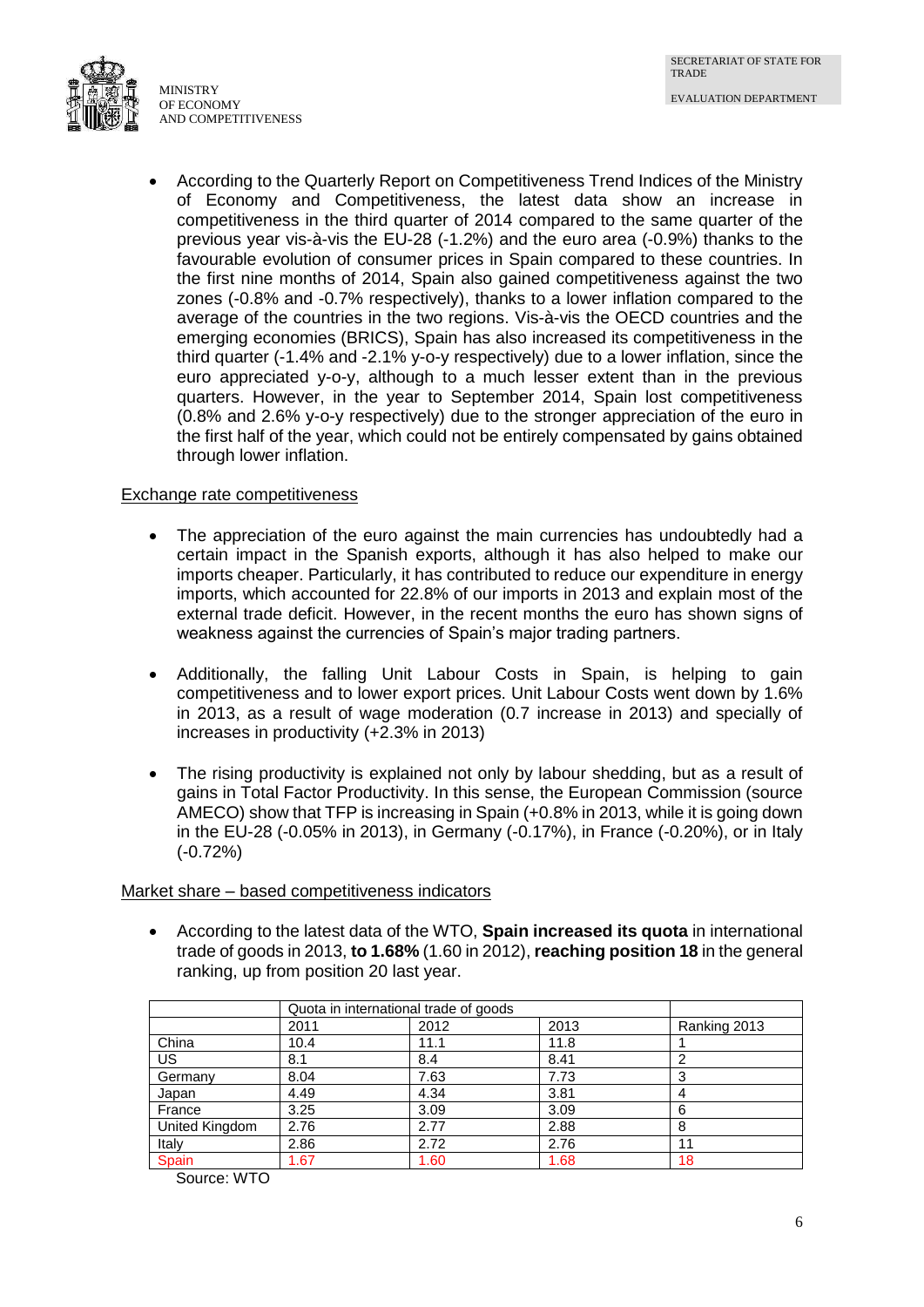- According to the Quarterly Report on Competitiveness Trend Indices of the Ministry of Economy and Competitiveness, the latest data show an increase in competitiveness in the third quarter of 2014 compared to the same quarter of the previous year vis-à-vis the EU-28 (-1.2%) and the euro area (-0.9%) thanks to the favourable evolution of consumer prices in Spain compared to these countries. In the first nine months of 2014, Spain also gained competitiveness against the two zones (-0.8% and -0.7% respectively), thanks to a lower inflation compared to the average of the countries in the two regions. Vis-à-vis the OECD countries and the emerging economies (BRICS), Spain has also increased its competitiveness in the third quarter (-1.4% and -2.1% y-o-y respectively) due to a lower inflation, since the euro appreciated y-o-y, although to a much lesser extent than in the previous quarters. However, in the year to September 2014, Spain lost competitiveness (0.8% and 2.6% y-o-y respectively) due to the stronger appreciation of the euro in the first half of the year, which could not be entirely compensated by gains obtained through lower inflation.

Exchange rate competitiveness

- The appreciation of the euro against the main currencies has undoubtedly had a certain impact in the Spanish exports, although it has also helped to make our imports cheaper. Particularly, it has contributed to reduce our expenditure in energy imports, which accounted for 22.8% of our imports in 2013 and explain most of the external trade deficit. However, in the recent months the euro has shown signs of weakness against the currencies of Spain's major trading partners.

- Additionally, the falling Unit Labour Costs in Spain, is helping to gain competitiveness and to lower export prices. Unit Labour Costs went down by 1.6% in 2013, as a result of wage moderation (0.7 increase in 2013) and specially of increases in productivity (+2.3% in 2013)

- The rising productivity is explained not only by labour shedding, but as a result of gains in Total Factor Productivity. In this sense, the European Commission (source AMECO) show that TFP is increasing in Spain (+0.8% in 2013, while it is going down in the EU-28 (-0.05% in 2013), in Germany (-0.17%), in France (-0.20%), or in Italy (-0.72%)

Market share – based competitiveness indicators

- According to the latest data of the WTO, **Spain increased its quota** in international trade of goods in 2013, **to 1.68%** (1.60 in 2012), **reaching position 18** in the general ranking, up from position 20 last year.

| | Quota in international trade of goods | | | |
|---|---|---|---|---|
| | 2011 | 2012 | 2013 | Ranking 2013 |
| China | 10.4 | 11.1 | 11.8 | 1 |
| US | 8.1 | 8.4 | 8.41 | 2 |
| Germany | 8.04 | 7.63 | 7.73 | 3 |
| Japan | 4.49 | 4.34 | 3.81 | 4 |
| France | 3.25 | 3.09 | 3.09 | 6 |
| United Kingdom | 2.76 | 2.77 | 2.88 | 8 |
| Italy | 2.86 | 2.72 | 2.76 | 11 |
| Spain | 1.67 | 1.60 | 1.68 | 18 |

Source: WTO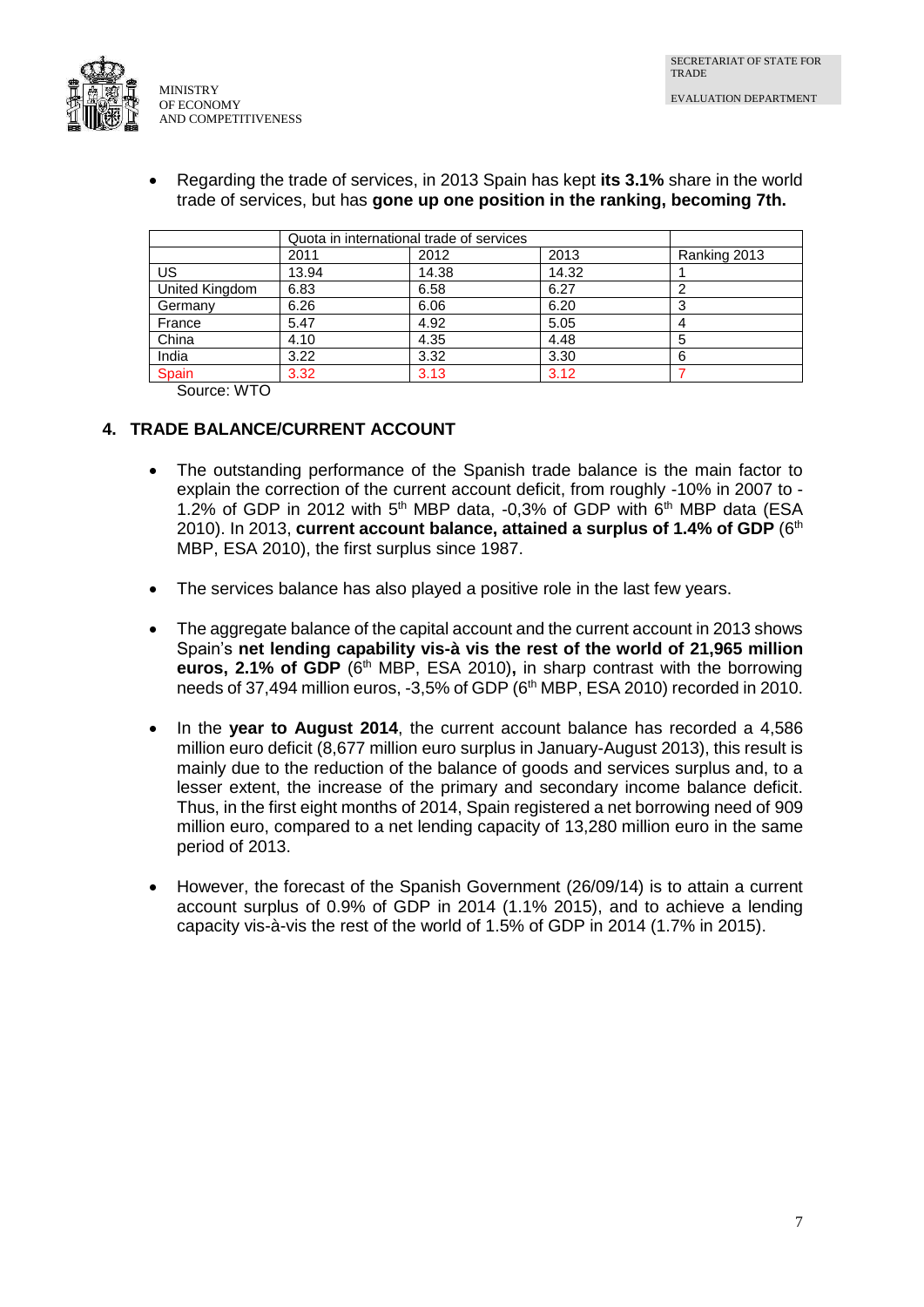- Regarding the trade of services, in 2013 Spain has kept **its 3.1%** share in the world trade of services, but has **gone up one position in the ranking, becoming 7th.**

| | Quota in international trade of services | | | |
|---|---|---|---|---|
| | 2011 | 2012 | 2013 | Ranking 2013 |
| US | 13.94 | 14.38 | 14.32 | 1 |
| United Kingdom | 6.83 | 6.58 | 6.27 | 2 |
| Germany | 6.26 | 6.06 | 6.20 | 3 |
| France | 5.47 | 4.92 | 5.05 | 4 |
| China | 4.10 | 4.35 | 4.48 | 5 |
| India | 3.22 | 3.32 | 3.30 | 6 |
| Spain | 3.32 | 3.13 | 3.12 | 7 |

Source: WTO

## 4. TRADE BALANCE/CURRENT ACCOUNT

- The outstanding performance of the Spanish trade balance is the main factor to explain the correction of the current account deficit, from roughly -10% in 2007 to -1.2% of GDP in 2012 with 5th MBP data, -0,3% of GDP with 6th MBP data (ESA 2010). In 2013, **current account balance, attained a surplus of 1.4% of GDP** (6th MBP, ESA 2010), the first surplus since 1987.

- The services balance has also played a positive role in the last few years.

- The aggregate balance of the capital account and the current account in 2013 shows Spain's **net lending capability vis-à vis the rest of the world of 21,965 million euros, 2.1% of GDP** (6th MBP, ESA 2010)**,** in sharp contrast with the borrowing needs of 37,494 million euros, -3,5% of GDP (6th MBP, ESA 2010) recorded in 2010.

- In the **year to August 2014**, the current account balance has recorded a 4,586 million euro deficit (8,677 million euro surplus in January-August 2013), this result is mainly due to the reduction of the balance of goods and services surplus and, to a lesser extent, the increase of the primary and secondary income balance deficit. Thus, in the first eight months of 2014, Spain registered a net borrowing need of 909 million euro, compared to a net lending capacity of 13,280 million euro in the same period of 2013.

- However, the forecast of the Spanish Government (26/09/14) is to attain a current account surplus of 0.9% of GDP in 2014 (1.1% 2015), and to achieve a lending capacity vis-à-vis the rest of the world of 1.5% of GDP in 2014 (1.7% in 2015).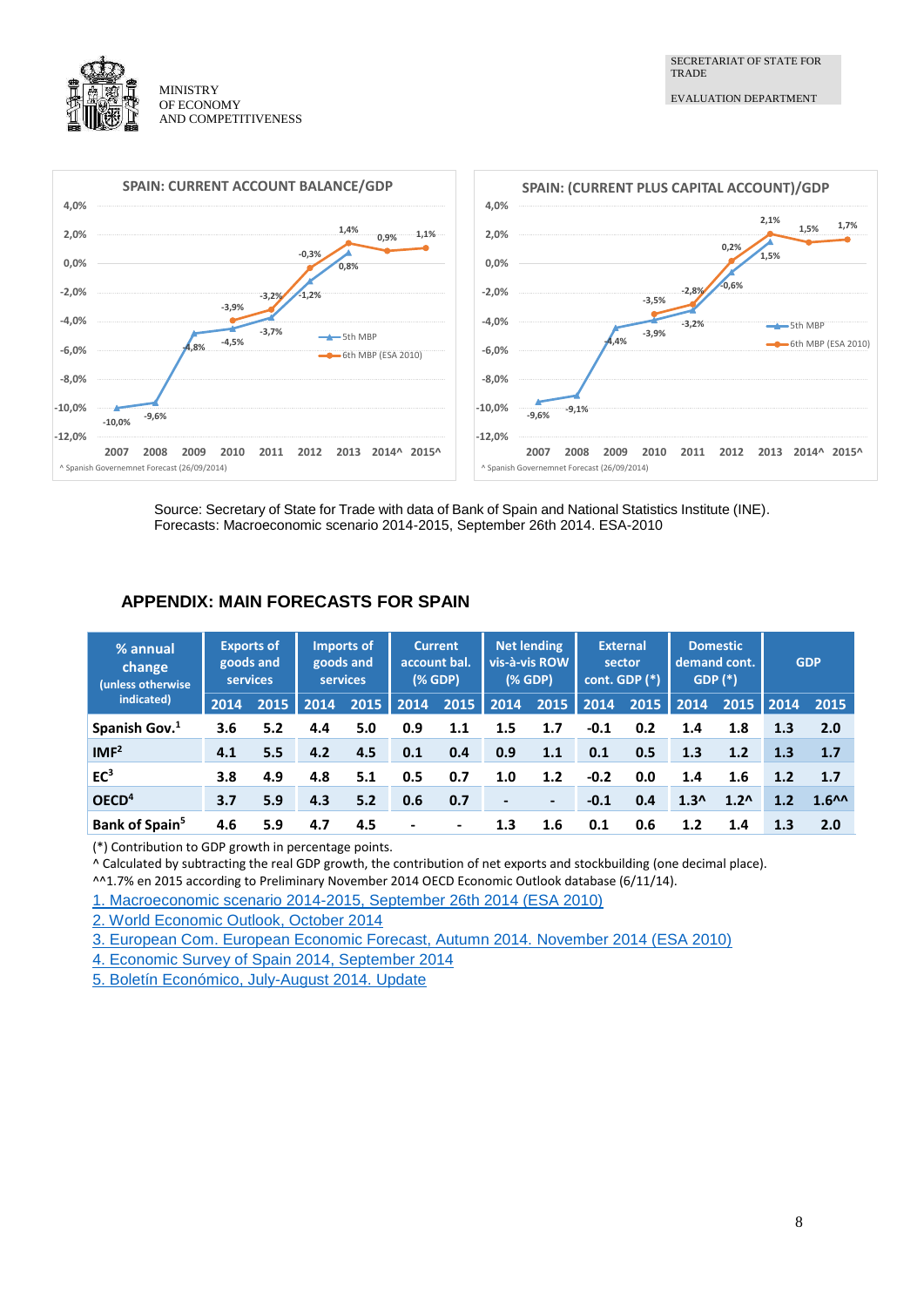MINISTRY
OF ECONOMY
AND COMPETITIVENESS

SECRETARIAT OF STATE FOR TRADE

EVALUATION DEPARTMENT

SPAIN: CURRENT ACCOUNT BALANCE/GDP

4,0%
2,0%
0,0%
-2,0%
-4,0%
-6,0%
-8,0%
-10,0%
-12,0%

2007 2008 2009 2010 2011 2012 2013 2014^ 2015^

-10,0% -9,6% -4,8% -4,5% -3,9% -3,7% -3,2% -1,2% -0,3% 0,8% 1,4% 0,9% 1,1%

5th MBP
6th MBP (ESA 2010)

^ Spanish Governemnet Forecast (26/09/2014)

SPAIN: (CURRENT PLUS CAPITAL ACCOUNT)/GDP

4,0%
2,0%
0,0%
-2,0%
-4,0%
-6,0%
-8,0%
-10,0%
-12,0%

2007 2008 2009 2010 2011 2012 2013 2014^ 2015^

-9,6% -9,1% -4,4% -3,9% -3,5% -3,2% -2,8% -0,6% 0,2% 1,5% 2,1% 1,5% 1,7%

5th MBP
6th MBP (ESA 2010)

^ Spanish Governemnet Forecast (26/09/2014)

Source: Secretary of State for Trade with data of Bank of Spain and National Statistics Institute (INE).
Forecasts: Macroeconomic scenario 2014-2015, September 26th 2014. ESA-2010

## APPENDIX: MAIN FORECASTS FOR SPAIN

| % annual change (unless otherwise indicated) | Exports of goods and services | | Imports of goods and services | | Current account bal. (% GDP) | | Net lending vis-à-vis ROW (% GDP) | | External sector cont. GDP (*) | | Domestic demand cont. GDP (*) | | GDP | |
|---|---|---|---|---|---|---|---|---|---|---|---|---|---|---|
| | 2014 | 2015 | 2014 | 2015 | 2014 | 2015 | 2014 | 2015 | 2014 | 2015 | 2014 | 2015 | 2014 | 2015 |
| **Spanish Gov.**[1] | 3.6 | 5.2 | 4.4 | 5.0 | 0.9 | 1.1 | 1.5 | 1.7 | -0.1 | 0.2 | 1.4 | 1.8 | 1.3 | 2.0 |
| **IMF**[2] | 4.1 | 5.5 | 4.2 | 4.5 | 0.1 | 0.4 | 0.9 | 1.1 | 0.1 | 0.5 | 1.3 | 1.2 | 1.3 | 1.7 |
| **EC**[3] | 3.8 | 4.9 | 4.8 | 5.1 | 0.5 | 0.7 | 1.0 | 1.2 | -0.2 | 0.0 | 1.4 | 1.6 | 1.2 | 1.7 |
| **OECD**[4] | 3.7 | 5.9 | 4.3 | 5.2 | 0.6 | 0.7 | - | - | -0.1 | 0.4 | 1.3^ | 1.2^ | 1.2 | 1.6^^ |
| **Bank of Spain**[5] | 4.6 | 5.9 | 4.7 | 4.5 | - | - | 1.3 | 1.6 | 0.1 | 0.6 | 1.2 | 1.4 | 1.3 | 2.0 |

(*) Contribution to GDP growth in percentage points.
^ Calculated by subtracting the real GDP growth, the contribution of net exports and stockbuilding (one decimal place).
^^1.7% en 2015 according to Preliminary November 2014 OECD Economic Outlook database (6/11/14).

1. Macroeconomic scenario 2014-2015, September 26th 2014 (ESA 2010)
2. World Economic Outlook, October 2014
3. European Com. European Economic Forecast, Autumn 2014. November 2014 (ESA 2010)
4. Economic Survey of Spain 2014, September 2014
5. Boletín Económico, July-August 2014. Update